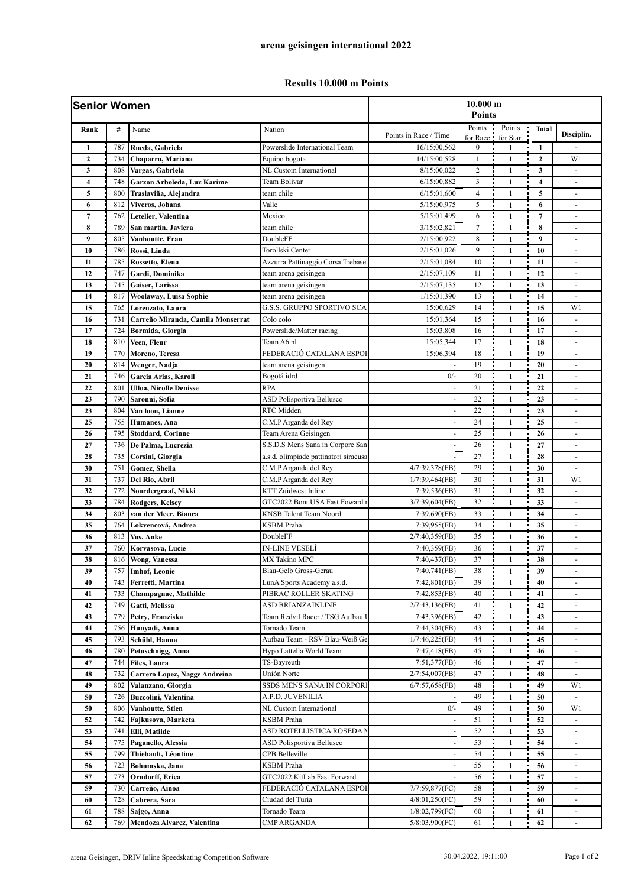## arena geisingen international 2022

### Results 10.000 m Points

| Senior Women | | | | 10.000 m Points | | | | |
|---|---|---|---|---|---|---|---|---|
| Rank | # | Name | Nation | Points in Race / Time | Points for Race | Points for Start | Total | Disciplin. |
| 1 | 787 | **Rueda, Gabriela** | Powerslide International Team | 16/15:00,562 | 0 | 1 | **1** | - |
| 2 | 734 | **Chaparro, Mariana** | Equipo bogota | 14/15:00,528 | 1 | 1 | **2** | W1 |
| 3 | 808 | **Vargas, Gabriela** | NL Custom International | 8/15:00,022 | 2 | 1 | **3** | - |
| 4 | 748 | **Garzon Arboleda, Luz Karime** | Team Bolivar | 6/15:00,882 | 3 | 1 | **4** | - |
| 5 | 800 | **Traslaviña, Alejandra** | team chile | 6/15:01,600 | 4 | 1 | **5** | - |
| 6 | 812 | **Viveros, Johana** | Valle | 5/15:00,975 | 5 | 1 | **6** | - |
| 7 | 762 | **Letelier, Valentina** | Mexico | 5/15:01,499 | 6 | 1 | **7** | - |
| 8 | 789 | **San martín, Javiera** | team chile | 3/15:02,821 | 7 | 1 | **8** | - |
| 9 | 805 | **Vanhoutte, Fran** | DoubleFF | 2/15:00,922 | 8 | 1 | **9** | - |
| 10 | 786 | **Rossi, Linda** | Torollski Center | 2/15:01,026 | 9 | 1 | **10** | - |
| 11 | 785 | **Rossetto, Elena** | Azzurra Pattinaggio Corsa Trebasel | 2/15:01,084 | 10 | 1 | **11** | - |
| 12 | 747 | **Gardi, Dominika** | team arena geisingen | 2/15:07,109 | 11 | 1 | **12** | - |
| 13 | 745 | **Gaiser, Larissa** | team arena geisingen | 2/15:07,135 | 12 | 1 | **13** | - |
| 14 | 817 | **Woolaway, Luisa Sophie** | team arena geisingen | 1/15:01,390 | 13 | 1 | **14** | - |
| 15 | 765 | **Lorenzato, Laura** | G.S.S. GRUPPO SPORTIVO SCA | 15:00,629 | 14 | 1 | **15** | W1 |
| 16 | 731 | **Carreño Miranda, Camila Monserrat** | Colo colo | 15:01,364 | 15 | 1 | **16** | - |
| 17 | 724 | **Bormida, Giorgia** | Powerslide/Matter racing | 15:03,808 | 16 | 1 | **17** | - |
| 18 | 810 | **Veen, Fleur** | Team A6.nl | 15:05,344 | 17 | 1 | **18** | - |
| 19 | 770 | **Moreno, Teresa** | FEDERACIÓ CATALANA ESPOI | 15:06,394 | 18 | 1 | **19** | - |
| 20 | 814 | **Wenger, Nadja** | team arena geisingen | - | 19 | 1 | **20** | - |
| 21 | 746 | **Garcia Arias, Karoll** | Bogotá idrd | 0/- | 20 | 1 | **21** | - |
| 22 | 801 | **Ulloa, Nicolle Denisse** | RPA | - | 21 | 1 | **22** | - |
| 23 | 790 | **Saronni, Sofia** | ASD Polisportiva Bellusco | - | 22 | 1 | **23** | - |
| 23 | 804 | **Van loon, Lianne** | RTC Midden | - | 22 | 1 | **23** | - |
| 25 | 755 | **Humanes, Ana** | C.M.P Arganda del Rey | - | 24 | 1 | **25** | - |
| 26 | 795 | **Stoddard, Corinne** | Team Arena Geisingen | - | 25 | 1 | **26** | - |
| 27 | 736 | **De Palma, Lucrezia** | S.S.D.S Mens Sana in Corpore San | - | 26 | 1 | **27** | - |
| 28 | 735 | **Corsini, Giorgia** | a.s.d. olimpiade pattinatori siracusa | - | 27 | 1 | **28** | - |
| 30 | 751 | **Gomez, Sheila** | C.M.P Arganda del Rey | 4/7:39,378(FB) | 29 | 1 | **30** | - |
| 31 | 737 | **Del Rio, Abril** | C.M.P Arganda del Rey | 1/7:39,464(FB) | 30 | 1 | **31** | W1 |
| 32 | 772 | **Noordergraaf, Nikki** | KTT Zuidwest Inline | 7:39,536(FB) | 31 | 1 | **32** | - |
| 33 | 784 | **Rodgers, Kelsey** | GTC2022 Bont USA Fast Foward r | 3/7:39,604(FB) | 32 | 1 | **33** | - |
| 34 | 803 | **van der Meer, Bianca** | KNSB Talent Team Noord | 7:39,690(FB) | 33 | 1 | **34** | - |
| 35 | 764 | **Lokvencová, Andrea** | KSBM Praha | 7:39,955(FB) | 34 | 1 | **35** | - |
| 36 | 813 | **Vos, Anke** | DoubleFF | 2/7:40,359(FB) | 35 | 1 | **36** | - |
| 37 | 760 | **Korvasova, Lucie** | IN-LINE VESELÍ | 7:40,359(FB) | 36 | 1 | **37** | - |
| 38 | 816 | **Wong, Vanessa** | MX Takino MPC | 7:40,437(FB) | 37 | 1 | **38** | - |
| 39 | 757 | **Imhof, Leonie** | Blau-Gelb Gross-Gerau | 7:40,741(FB) | 38 | 1 | **39** | - |
| 40 | 743 | **Ferretti, Martina** | LunA Sports Academy a.s.d. | 7:42,801(FB) | 39 | 1 | **40** | - |
| 41 | 733 | **Champagnac, Mathilde** | PIBRAC ROLLER SKATING | 7:42,853(FB) | 40 | 1 | **41** | - |
| 42 | 749 | **Gatti, Melissa** | ASD BRIANZAINLINE | 2/7:43,136(FB) | 41 | 1 | **42** | - |
| 43 | 779 | **Petry, Franziska** | Team Redvil Racer / TSG Aufbau I | 7:43,396(FB) | 42 | 1 | **43** | - |
| 44 | 756 | **Hunyadi, Anna** | Tornado Team | 7:44,304(FB) | 43 | 1 | **44** | - |
| 45 | 793 | **Schübl, Hanna** | Aufbau Team - RSV Blau-Weiß Ge | 1/7:46,225(FB) | 44 | 1 | **45** | - |
| 46 | 780 | **Petuschnigg, Anna** | Hypo Lattella World Team | 7:47,418(FB) | 45 | 1 | **46** | - |
| 47 | 744 | **Files, Laura** | TS-Bayreuth | 7:51,377(FB) | 46 | 1 | **47** | - |
| 48 | 732 | **Carrero Lopez, Nagge Andreina** | Unión Norte | 2/7:54,007(FB) | 47 | 1 | **48** | - |
| 49 | 802 | **Valanzano, Giorgia** | SSDS MENS SANA IN CORPORI | 6/7:57,658(FB) | 48 | 1 | **49** | W1 |
| 50 | 726 | **Buccolini, Valentina** | A.P.D. JUVENILIA | - | 49 | 1 | **50** | - |
| 50 | 806 | **Vanhoutte, Stien** | NL Custom International | 0/- | 49 | 1 | **50** | W1 |
| 52 | 742 | **Fajkusova, Marketa** | KSBM Praha | - | 51 | 1 | **52** | - |
| 53 | 741 | **Elli, Matilde** | ASD ROTELLISTICA ROSEDA M | - | 52 | 1 | **53** | - |
| 54 | 775 | **Paganello, Alessia** | ASD Polisportiva Bellusco | - | 53 | 1 | **54** | - |
| 55 | 799 | **Thiebault, Léontine** | CPB Belleville | - | 54 | 1 | **55** | - |
| 56 | 723 | **Bohumska, Jana** | KSBM Praha | - | 55 | 1 | **56** | - |
| 57 | 773 | **Orndorff, Erica** | GTC2022 KitLab Fast Forward | - | 56 | 1 | **57** | - |
| 59 | 730 | **Carreño, Ainoa** | FEDERACIÓ CATALANA ESPOI | 7/7:59,877(FC) | 58 | 1 | **59** | - |
| 60 | 728 | **Cabrera, Sara** | Ciudad del Turia | 4/8:01,250(FC) | 59 | 1 | **60** | - |
| 61 | 788 | **Sajgo, Anna** | Tornado Team | 1/8:02,799(FC) | 60 | 1 | **61** | - |
| 62 | 769 | **Mendoza Alvarez, Valentina** | CMP ARGANDA | 5/8:03,900(FC) | 61 | 1 | **62** | - |

arena Geisingen, DRIV Inline Speedskating Competition Software 30.04.2022, 19:11:00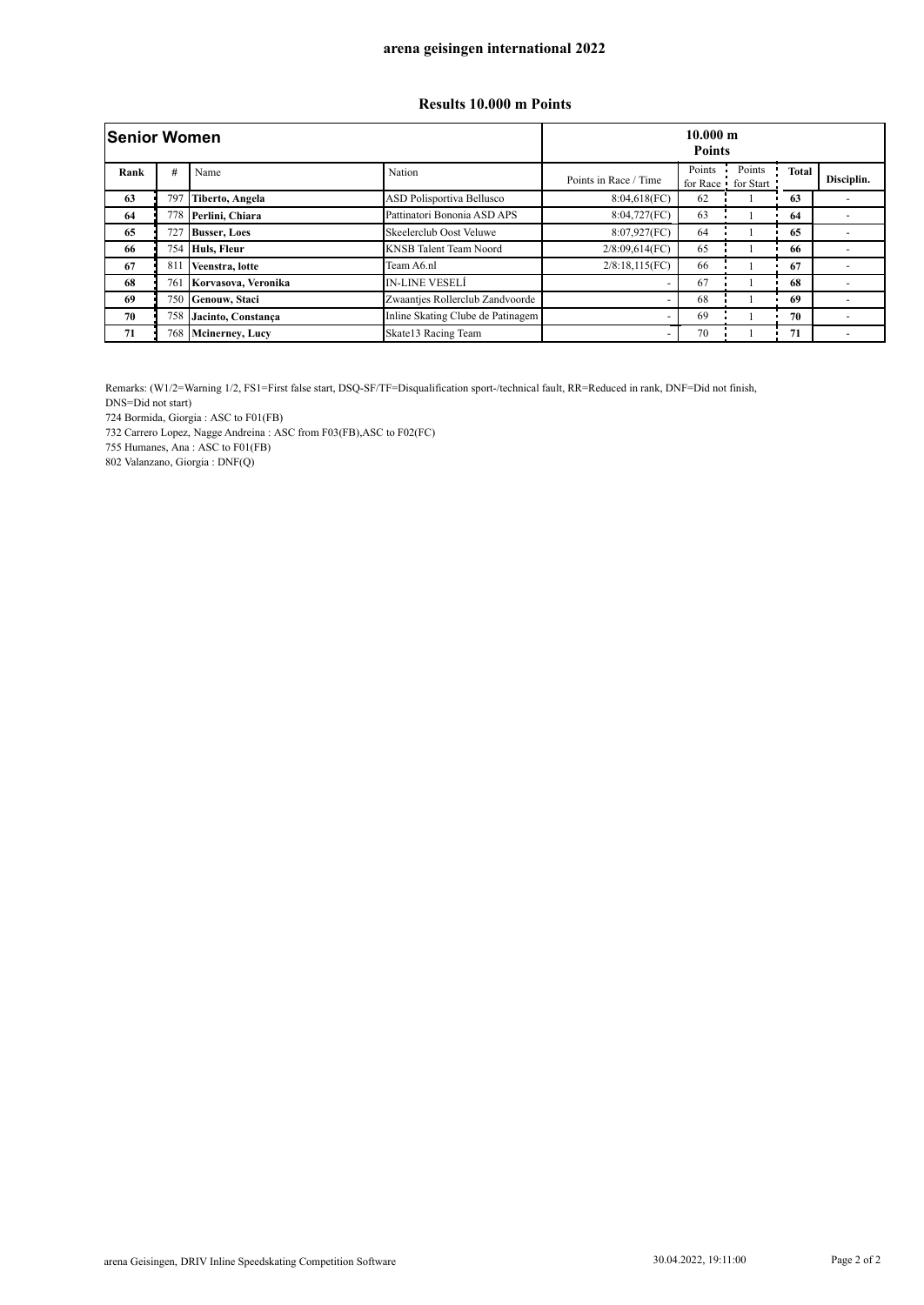## arena geisingen international 2022

### Results 10.000 m Points

| Senior Women | | | | 10.000 m Points | | | | |
|---|---|---|---|---|---|---|---|---|
| Rank | # | Name | Nation | Points in Race / Time | Points for Race | Points for Start | Total | Disciplin. |
| 63 | 797 | **Tiberto, Angela** | ASD Polisportiva Bellusco | 8:04,618(FC) | 62 | 1 | **63** | - |
| 64 | 778 | **Perlini, Chiara** | Pattinatori Bononia ASD APS | 8:04,727(FC) | 63 | 1 | **64** | - |
| 65 | 727 | **Busser, Loes** | Skeelerclub Oost Veluwe | 8:07,927(FC) | 64 | 1 | **65** | - |
| 66 | 754 | **Huls, Fleur** | KNSB Talent Team Noord | 2/8:09,614(FC) | 65 | 1 | **66** | - |
| 67 | 811 | **Veenstra, lotte** | Team A6.nl | 2/8:18,115(FC) | 66 | 1 | **67** | - |
| 68 | 761 | **Korvasova, Veronika** | IN-LINE VESELÍ | - | 67 | 1 | **68** | - |
| 69 | 750 | **Genouw, Staci** | Zwaantjes Rollerclub Zandvoorde | - | 68 | 1 | **69** | - |
| 70 | 758 | **Jacinto, Constança** | Inline Skating Clube de Patinagem | - | 69 | 1 | **70** | - |
| 71 | 768 | **Mcinerney, Lucy** | Skate13 Racing Team | - | 70 | 1 | **71** | - |

Remarks: (W1/2=Warning 1/2, FS1=First false start, DSQ-SF/TF=Disqualification sport-/technical fault, RR=Reduced in rank, DNF=Did not finish, DNS=Did not start)

724 Bormida, Giorgia : ASC to F01(FB)

732 Carrero Lopez, Nagge Andreina : ASC from F03(FB),ASC to F02(FC)

755 Humanes, Ana : ASC to F01(FB)

802 Valanzano, Giorgia : DNF(Q)